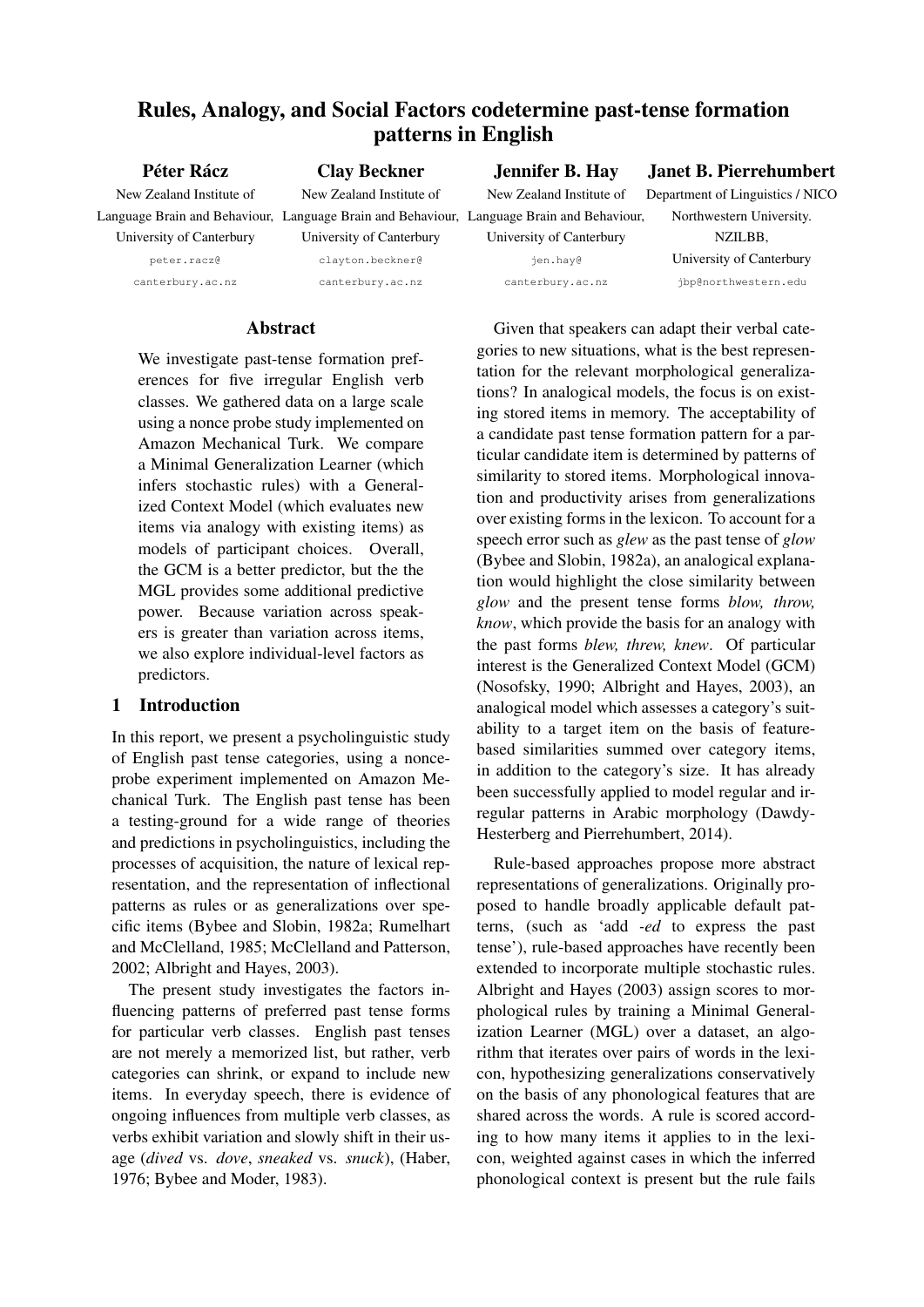# Rules, Analogy, and Social Factors codetermine past-tense formation patterns in English

**Péter Rácz**
New Zealand Institute of Language Brain and Behaviour, University of Canterbury
peter.racz@canterbury.ac.nz

**Clay Beckner**
New Zealand Institute of Language Brain and Behaviour, University of Canterbury
clayton.beckner@canterbury.ac.nz

**Jennifer B. Hay**
New Zealand Institute of Language Brain and Behaviour, University of Canterbury
jen.hay@canterbury.ac.nz

**Janet B. Pierrehumbert**
Department of Linguistics / NICO Northwestern University. NZILBB, University of Canterbury
jbp@northwestern.edu

## Abstract

We investigate past-tense formation preferences for five irregular English verb classes. We gathered data on a large scale using a nonce probe study implemented on Amazon Mechanical Turk. We compare a Minimal Generalization Learner (which infers stochastic rules) with a Generalized Context Model (which evaluates new items via analogy with existing items) as models of participant choices. Overall, the GCM is a better predictor, but the the MGL provides some additional predictive power. Because variation across speakers is greater than variation across items, we also explore individual-level factors as predictors.

## 1 Introduction

In this report, we present a psycholinguistic study of English past tense categories, using a nonce-probe experiment implemented on Amazon Mechanical Turk. The English past tense has been a testing-ground for a wide range of theories and predictions in psycholinguistics, including the processes of acquisition, the nature of lexical representation, and the representation of inflectional patterns as rules or as generalizations over specific items (Bybee and Slobin, 1982a; Rumelhart and McClelland, 1985; McClelland and Patterson, 2002; Albright and Hayes, 2003).

The present study investigates the factors influencing patterns of preferred past tense forms for particular verb classes. English past tenses are not merely a memorized list, but rather, verb categories can shrink, or expand to include new items. In everyday speech, there is evidence of ongoing influences from multiple verb classes, as verbs exhibit variation and slowly shift in their usage (*dived* vs. *dove*, *sneaked* vs. *snuck*), (Haber, 1976; Bybee and Moder, 1983).

Given that speakers can adapt their verbal categories to new situations, what is the best representation for the relevant morphological generalizations? In analogical models, the focus is on existing stored items in memory. The acceptability of a candidate past tense formation pattern for a particular candidate item is determined by patterns of similarity to stored items. Morphological innovation and productivity arises from generalizations over existing forms in the lexicon. To account for a speech error such as *glew* as the past tense of *glow* (Bybee and Slobin, 1982a), an analogical explanation would highlight the close similarity between *glow* and the present tense forms *blow, throw, know*, which provide the basis for an analogy with the past forms *blew, threw, knew*. Of particular interest is the Generalized Context Model (GCM) (Nosofsky, 1990; Albright and Hayes, 2003), an analogical model which assesses a category's suitability to a target item on the basis of feature-based similarities summed over category items, in addition to the category's size. It has already been successfully applied to model regular and irregular patterns in Arabic morphology (Dawdy-Hesterberg and Pierrehumbert, 2014).

Rule-based approaches propose more abstract representations of generalizations. Originally proposed to handle broadly applicable default patterns, (such as 'add *-ed* to express the past tense'), rule-based approaches have recently been extended to incorporate multiple stochastic rules. Albright and Hayes (2003) assign scores to morphological rules by training a Minimal Generalization Learner (MGL) over a dataset, an algorithm that iterates over pairs of words in the lexicon, hypothesizing generalizations conservatively on the basis of any phonological features that are shared across the words. A rule is scored according to how many items it applies to in the lexicon, weighted against cases in which the inferred phonological context is present but the rule fails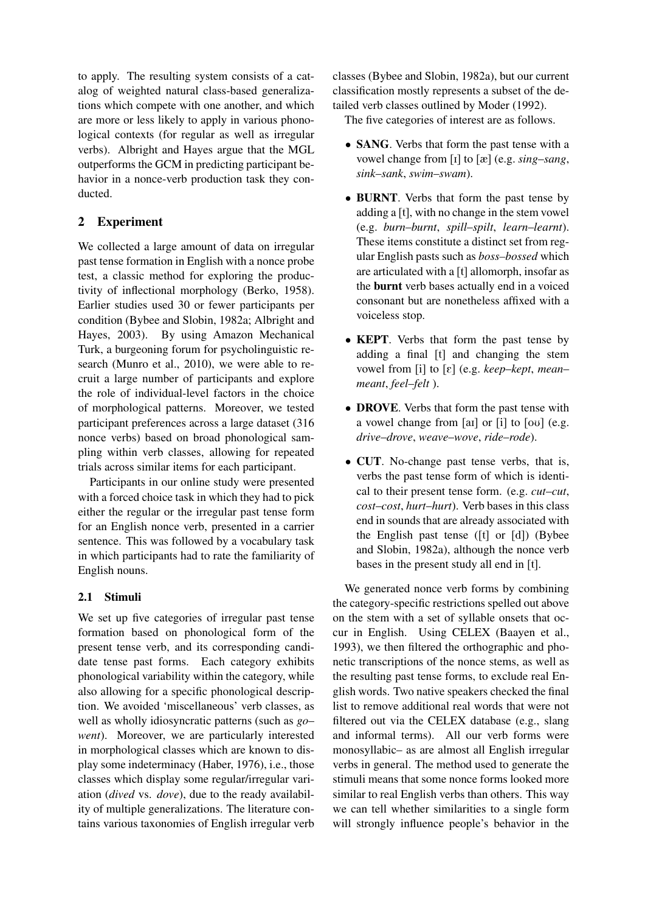to apply. The resulting system consists of a catalog of weighted natural class-based generalizations which compete with one another, and which are more or less likely to apply in various phonological contexts (for regular as well as irregular verbs). Albright and Hayes argue that the MGL outperforms the GCM in predicting participant behavior in a nonce-verb production task they conducted.

## 2 Experiment

We collected a large amount of data on irregular past tense formation in English with a nonce probe test, a classic method for exploring the productivity of inflectional morphology (Berko, 1958). Earlier studies used 30 or fewer participants per condition (Bybee and Slobin, 1982a; Albright and Hayes, 2003). By using Amazon Mechanical Turk, a burgeoning forum for psycholinguistic research (Munro et al., 2010), we were able to recruit a large number of participants and explore the role of individual-level factors in the choice of morphological patterns. Moreover, we tested participant preferences across a large dataset (316 nonce verbs) based on broad phonological sampling within verb classes, allowing for repeated trials across similar items for each participant.

Participants in our online study were presented with a forced choice task in which they had to pick either the regular or the irregular past tense form for an English nonce verb, presented in a carrier sentence. This was followed by a vocabulary task in which participants had to rate the familiarity of English nouns.

### 2.1 Stimuli

We set up five categories of irregular past tense formation based on phonological form of the present tense verb, and its corresponding candidate tense past forms. Each category exhibits phonological variability within the category, while also allowing for a specific phonological description. We avoided 'miscellaneous' verb classes, as well as wholly idiosyncratic patterns (such as *go–went*). Moreover, we are particularly interested in morphological classes which are known to display some indeterminacy (Haber, 1976), i.e., those classes which display some regular/irregular variation (*dived* vs. *dove*), due to the ready availability of multiple generalizations. The literature contains various taxonomies of English irregular verb classes (Bybee and Slobin, 1982a), but our current classification mostly represents a subset of the detailed verb classes outlined by Moder (1992).

The five categories of interest are as follows.

- **SANG**. Verbs that form the past tense with a vowel change from [ɪ] to [æ] (e.g. *sing–sang*, *sink–sank*, *swim–swam*).
- **BURNT**. Verbs that form the past tense by adding a [t], with no change in the stem vowel (e.g. *burn–burnt*, *spill–spilt*, *learn–learnt*). These items constitute a distinct set from regular English pasts such as *boss–bossed* which are articulated with a [t] allomorph, insofar as the **burnt** verb bases actually end in a voiced consonant but are nonetheless affixed with a voiceless stop.
- **KEPT**. Verbs that form the past tense by adding a final [t] and changing the stem vowel from [i] to [ɛ] (e.g. *keep–kept*, *mean–meant*, *feel–felt* ).
- **DROVE**. Verbs that form the past tense with a vowel change from [aɪ] or [i] to [oʊ] (e.g. *drive–drove*, *weave–wove*, *ride–rode*).
- **CUT**. No-change past tense verbs, that is, verbs the past tense form of which is identical to their present tense form. (e.g. *cut–cut*, *cost–cost*, *hurt–hurt*). Verb bases in this class end in sounds that are already associated with the English past tense ([t] or [d]) (Bybee and Slobin, 1982a), although the nonce verb bases in the present study all end in [t].

We generated nonce verb forms by combining the category-specific restrictions spelled out above on the stem with a set of syllable onsets that occur in English. Using CELEX (Baayen et al., 1993), we then filtered the orthographic and phonetic transcriptions of the nonce stems, as well as the resulting past tense forms, to exclude real English words. Two native speakers checked the final list to remove additional real words that were not filtered out via the CELEX database (e.g., slang and informal terms). All our verb forms were monosyllabic– as are almost all English irregular verbs in general. The method used to generate the stimuli means that some nonce forms looked more similar to real English verbs than others. This way we can tell whether similarities to a single form will strongly influence people's behavior in the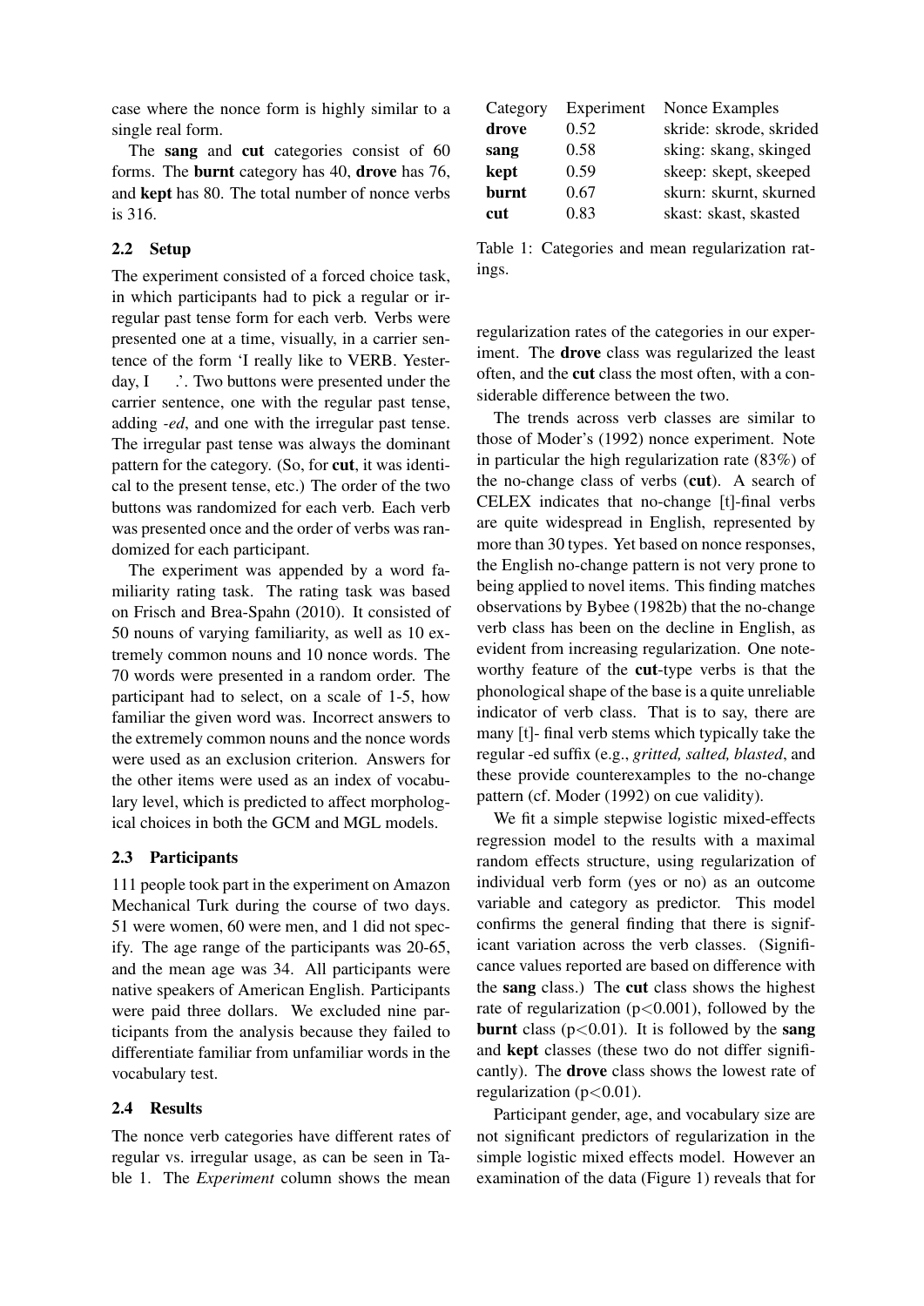case where the nonce form is highly similar to a single real form.

The **sang** and **cut** categories consist of 60 forms. The **burnt** category has 40, **drove** has 76, and **kept** has 80. The total number of nonce verbs is 316.

### 2.2 Setup

The experiment consisted of a forced choice task, in which participants had to pick a regular or irregular past tense form for each verb. Verbs were presented one at a time, visually, in a carrier sentence of the form 'I really like to VERB. Yesterday, I ___.'. Two buttons were presented under the carrier sentence, one with the regular past tense, adding *-ed*, and one with the irregular past tense. The irregular past tense was always the dominant pattern for the category. (So, for **cut**, it was identical to the present tense, etc.) The order of the two buttons was randomized for each verb. Each verb was presented once and the order of verbs was randomized for each participant.

The experiment was appended by a word familiarity rating task. The rating task was based on Frisch and Brea-Spahn (2010). It consisted of 50 nouns of varying familiarity, as well as 10 extremely common nouns and 10 nonce words. The 70 words were presented in a random order. The participant had to select, on a scale of 1-5, how familiar the given word was. Incorrect answers to the extremely common nouns and the nonce words were used as an exclusion criterion. Answers for the other items were used as an index of vocabulary level, which is predicted to affect morphological choices in both the GCM and MGL models.

### 2.3 Participants

111 people took part in the experiment on Amazon Mechanical Turk during the course of two days. 51 were women, 60 were men, and 1 did not specify. The age range of the participants was 20-65, and the mean age was 34. All participants were native speakers of American English. Participants were paid three dollars. We excluded nine participants from the analysis because they failed to differentiate familiar from unfamiliar words in the vocabulary test.

### 2.4 Results

The nonce verb categories have different rates of regular vs. irregular usage, as can be seen in Table 1. The *Experiment* column shows the mean regularization rates of the categories in our experiment. The **drove** class was regularized the least often, and the **cut** class the most often, with a considerable difference between the two.

| Category | Experiment | Nonce Examples |
|---|---|---|
| **drove** | 0.52 | skride: skrode, skrided |
| **sang** | 0.58 | sking: skang, skinged |
| **kept** | 0.59 | skeep: skept, skeeped |
| **burnt** | 0.67 | skurn: skurnt, skurned |
| **cut** | 0.83 | skast: skast, skasted |

Table 1: Categories and mean regularization ratings.

The trends across verb classes are similar to those of Moder's (1992) nonce experiment. Note in particular the high regularization rate (83%) of the no-change class of verbs (**cut**). A search of CELEX indicates that no-change [t]-final verbs are quite widespread in English, represented by more than 30 types. Yet based on nonce responses, the English no-change pattern is not very prone to being applied to novel items. This finding matches observations by Bybee (1982b) that the no-change verb class has been on the decline in English, as evident from increasing regularization. One noteworthy feature of the **cut**-type verbs is that the phonological shape of the base is a quite unreliable indicator of verb class. That is to say, there are many [t]- final verb stems which typically take the regular -ed suffix (e.g., *gritted, salted, blasted*, and these provide counterexamples to the no-change pattern (cf. Moder (1992) on cue validity).

We fit a simple stepwise logistic mixed-effects regression model to the results with a maximal random effects structure, using regularization of individual verb form (yes or no) as an outcome variable and category as predictor. This model confirms the general finding that there is significant variation across the verb classes. (Significance values reported are based on difference with the **sang** class.) The **cut** class shows the highest rate of regularization ($p<0.001$), followed by the **burnt** class ($p<0.01$). It is followed by the **sang** and **kept** classes (these two do not differ significantly). The **drove** class shows the lowest rate of regularization ($p<0.01$).

Participant gender, age, and vocabulary size are not significant predictors of regularization in the simple logistic mixed effects model. However an examination of the data (Figure 1) reveals that for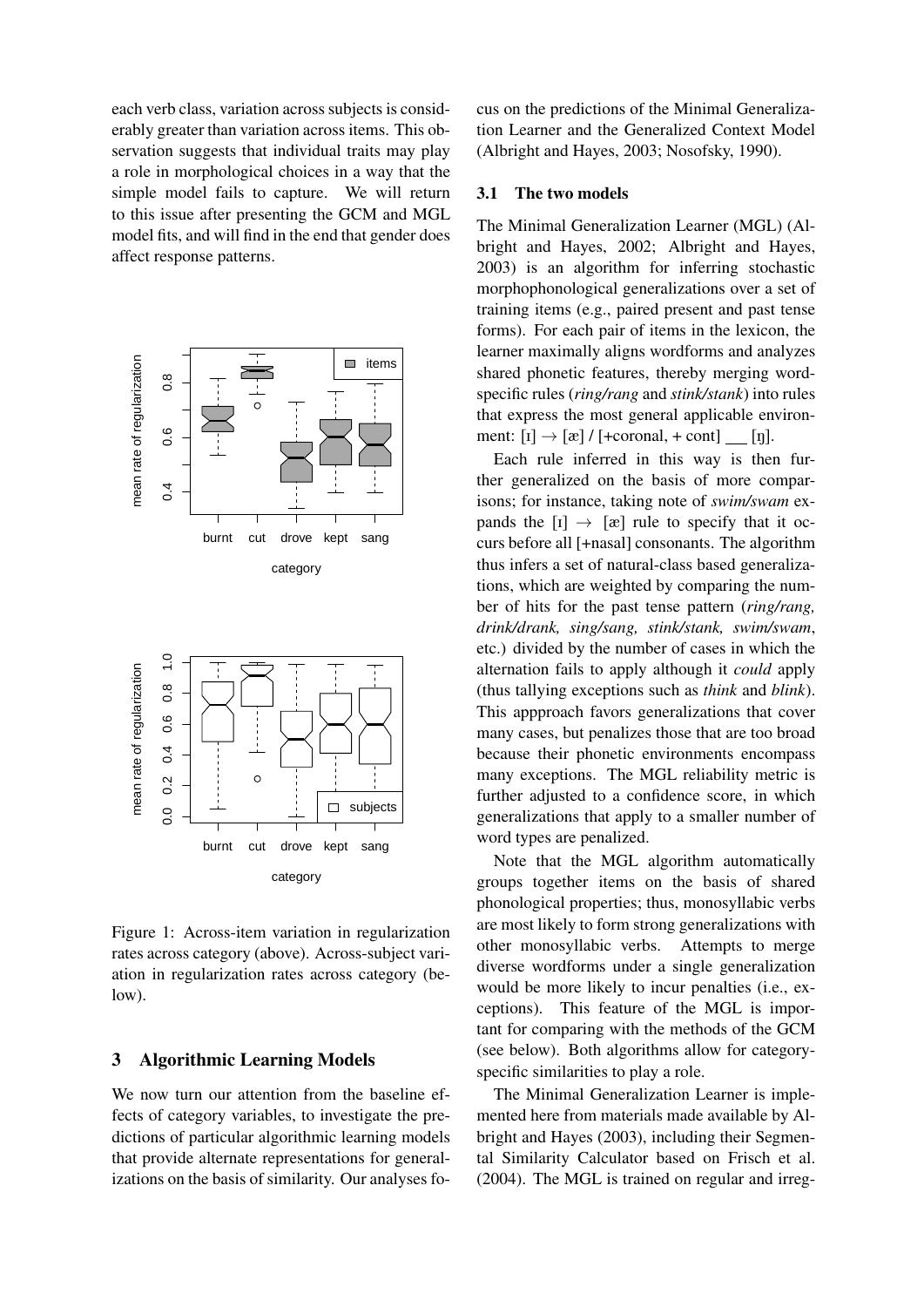each verb class, variation across subjects is considerably greater than variation across items. This observation suggests that individual traits may play a role in morphological choices in a way that the simple model fails to capture. We will return to this issue after presenting the GCM and MGL model fits, and will find in the end that gender does affect response patterns.

Figure 1: Across-item variation in regularization rates across category (above). Across-subject variation in regularization rates across category (below).

## 3 Algorithmic Learning Models

We now turn our attention from the baseline effects of category variables, to investigate the predictions of particular algorithmic learning models that provide alternate representations for generalizations on the basis of similarity. Our analyses focus on the predictions of the Minimal Generalization Learner and the Generalized Context Model (Albright and Hayes, 2003; Nosofsky, 1990).

### 3.1 The two models

The Minimal Generalization Learner (MGL) (Albright and Hayes, 2002; Albright and Hayes, 2003) is an algorithm for inferring stochastic morphophonological generalizations over a set of training items (e.g., paired present and past tense forms). For each pair of items in the lexicon, the learner maximally aligns wordforms and analyzes shared phonetic features, thereby merging word-specific rules (*ring/rang* and *stink/stank*) into rules that express the most general applicable environment: [ɪ] → [æ] / [+coronal, + cont] ___ [ŋ].

Each rule inferred in this way is then further generalized on the basis of more comparisons; for instance, taking note of *swim/swam* expands the [ɪ] → [æ] rule to specify that it occurs before all [+nasal] consonants. The algorithm thus infers a set of natural-class based generalizations, which are weighted by comparing the number of hits for the past tense pattern (*ring/rang, drink/drank, sing/sang, stink/stank, swim/swam*, etc.) divided by the number of cases in which the alternation fails to apply although it *could* apply (thus tallying exceptions such as *think* and *blink*). This appproach favors generalizations that cover many cases, but penalizes those that are too broad because their phonetic environments encompass many exceptions. The MGL reliability metric is further adjusted to a confidence score, in which generalizations that apply to a smaller number of word types are penalized.

Note that the MGL algorithm automatically groups together items on the basis of shared phonological properties; thus, monosyllabic verbs are most likely to form strong generalizations with other monosyllabic verbs. Attempts to merge diverse wordforms under a single generalization would be more likely to incur penalties (i.e., exceptions). This feature of the MGL is important for comparing with the methods of the GCM (see below). Both algorithms allow for category-specific similarities to play a role.

The Minimal Generalization Learner is implemented here from materials made available by Albright and Hayes (2003), including their Segmental Similarity Calculator based on Frisch et al. (2004). The MGL is trained on regular and irreg-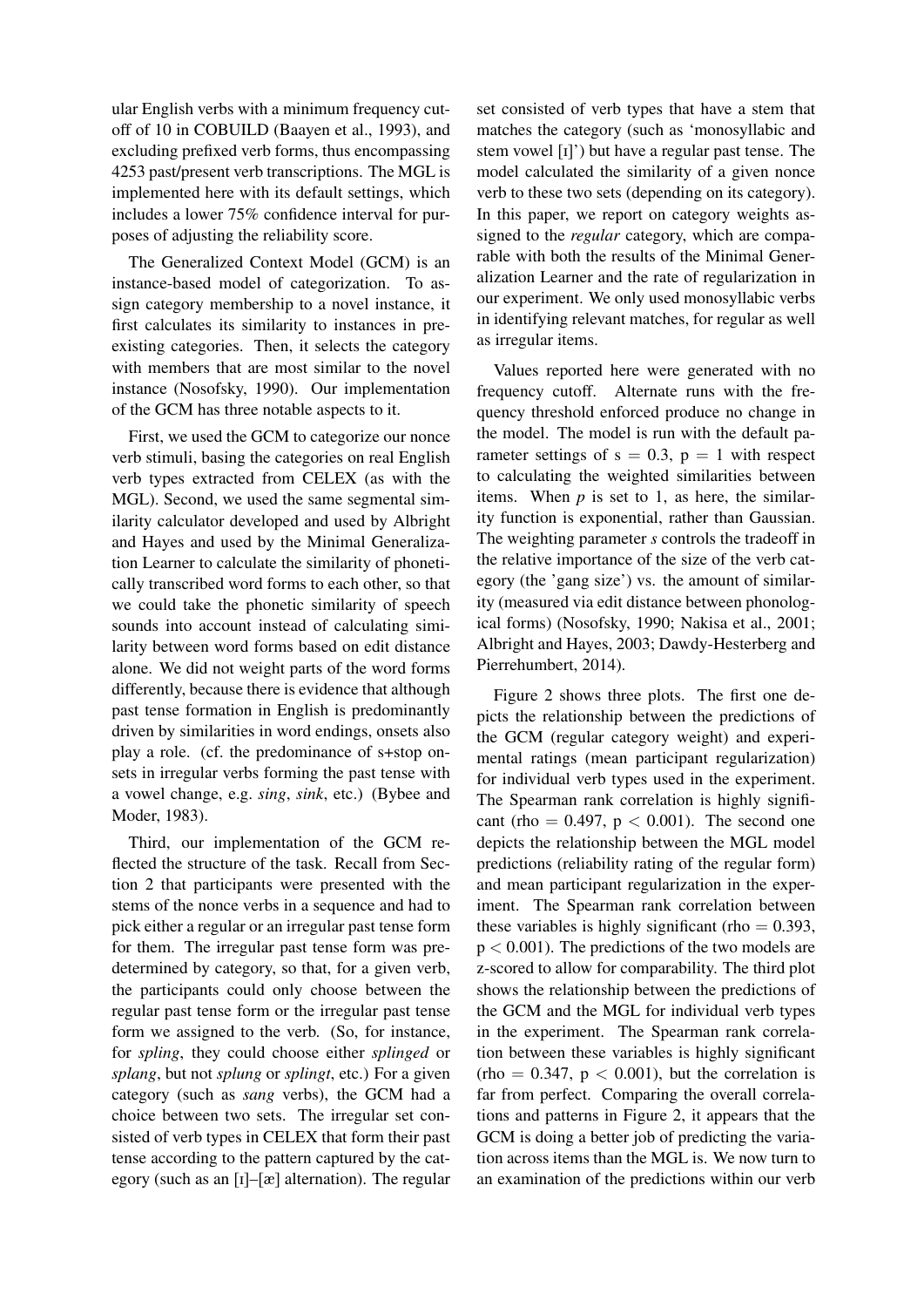ular English verbs with a minimum frequency cut-off of 10 in COBUILD (Baayen et al., 1993), and excluding prefixed verb forms, thus encompassing 4253 past/present verb transcriptions. The MGL is implemented here with its default settings, which includes a lower 75% confidence interval for purposes of adjusting the reliability score.

The Generalized Context Model (GCM) is an instance-based model of categorization. To assign category membership to a novel instance, it first calculates its similarity to instances in pre-existing categories. Then, it selects the category with members that are most similar to the novel instance (Nosofsky, 1990). Our implementation of the GCM has three notable aspects to it.

First, we used the GCM to categorize our nonce verb stimuli, basing the categories on real English verb types extracted from CELEX (as with the MGL). Second, we used the same segmental similarity calculator developed and used by Albright and Hayes and used by the Minimal Generalization Learner to calculate the similarity of phonetically transcribed word forms to each other, so that we could take the phonetic similarity of speech sounds into account instead of calculating similarity between word forms based on edit distance alone. We did not weight parts of the word forms differently, because there is evidence that although past tense formation in English is predominantly driven by similarities in word endings, onsets also play a role. (cf. the predominance of s+stop onsets in irregular verbs forming the past tense with a vowel change, e.g. *sing*, *sink*, etc.) (Bybee and Moder, 1983).

Third, our implementation of the GCM reflected the structure of the task. Recall from Section 2 that participants were presented with the stems of the nonce verbs in a sequence and had to pick either a regular or an irregular past tense form for them. The irregular past tense form was predetermined by category, so that, for a given verb, the participants could only choose between the regular past tense form or the irregular past tense form we assigned to the verb. (So, for instance, for *spling*, they could choose either *splinged* or *splang*, but not *splung* or *splingt*, etc.) For a given category (such as *sang* verbs), the GCM had a choice between two sets. The irregular set consisted of verb types in CELEX that form their past tense according to the pattern captured by the category (such as an [ɪ]–[æ] alternation). The regular set consisted of verb types that have a stem that matches the category (such as 'monosyllabic and stem vowel [ɪ]') but have a regular past tense. The model calculated the similarity of a given nonce verb to these two sets (depending on its category). In this paper, we report on category weights assigned to the *regular* category, which are comparable with both the results of the Minimal Generalization Learner and the rate of regularization in our experiment. We only used monosyllabic verbs in identifying relevant matches, for regular as well as irregular items.

Values reported here were generated with no frequency cutoff. Alternate runs with the frequency threshold enforced produce no change in the model. The model is run with the default parameter settings of $s = 0.3$, $p = 1$ with respect to calculating the weighted similarities between items. When $p$ is set to 1, as here, the similarity function is exponential, rather than Gaussian. The weighting parameter $s$ controls the tradeoff in the relative importance of the size of the verb category (the 'gang size') vs. the amount of similarity (measured via edit distance between phonological forms) (Nosofsky, 1990; Nakisa et al., 2001; Albright and Hayes, 2003; Dawdy-Hesterberg and Pierrehumbert, 2014).

Figure 2 shows three plots. The first one depicts the relationship between the predictions of the GCM (regular category weight) and experimental ratings (mean participant regularization) for individual verb types used in the experiment. The Spearman rank correlation is highly significant (rho = 0.497, $p < 0.001$). The second one depicts the relationship between the MGL model predictions (reliability rating of the regular form) and mean participant regularization in the experiment. The Spearman rank correlation between these variables is highly significant (rho = 0.393, $p < 0.001$). The predictions of the two models are z-scored to allow for comparability. The third plot shows the relationship between the predictions of the GCM and the MGL for individual verb types in the experiment. The Spearman rank correlation between these variables is highly significant (rho = 0.347, $p < 0.001$), but the correlation is far from perfect. Comparing the overall correlations and patterns in Figure 2, it appears that the GCM is doing a better job of predicting the variation across items than the MGL is. We now turn to an examination of the predictions within our verb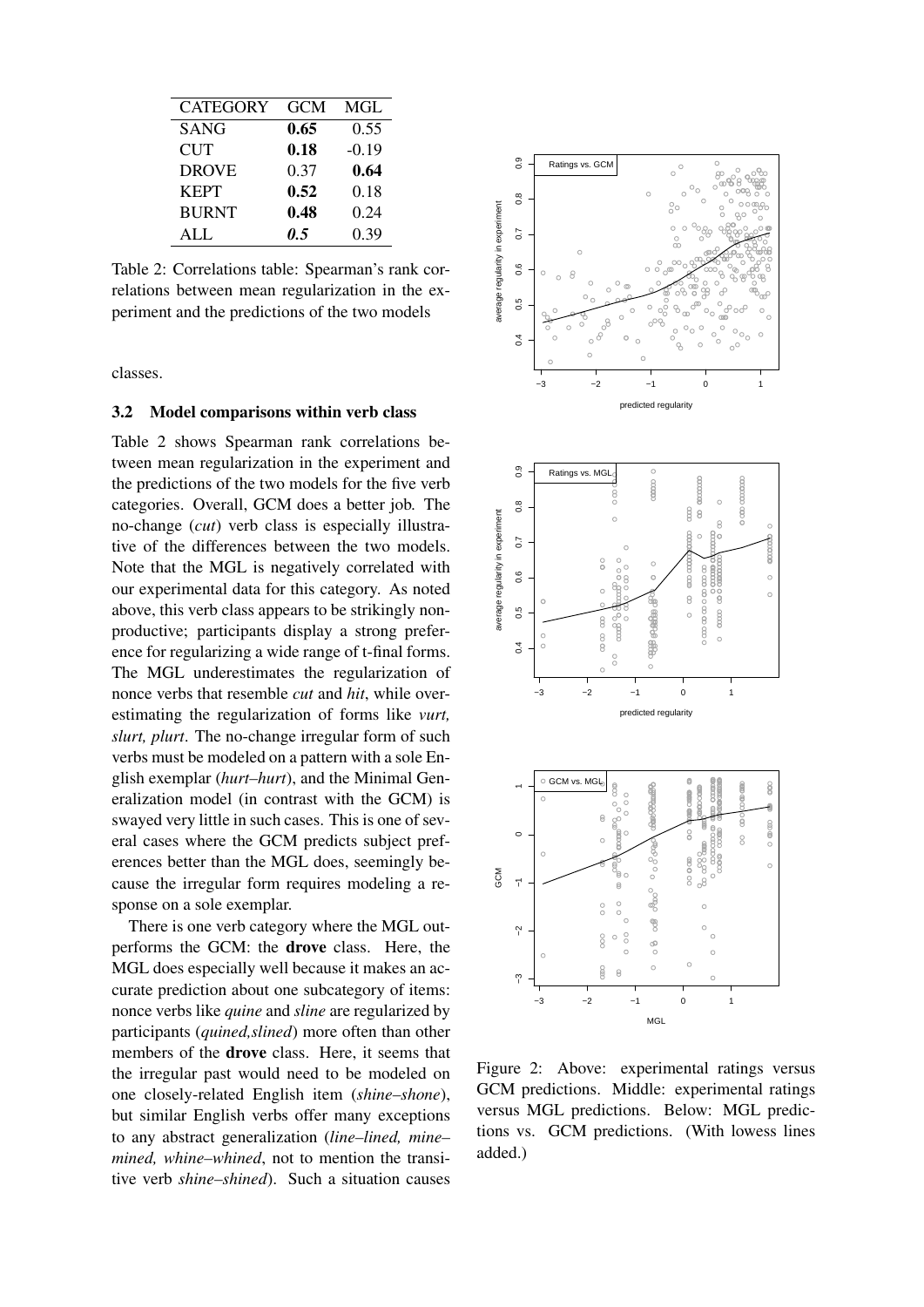| CATEGORY | GCM | MGL |
|---|---|---|
| SANG | **0.65** | 0.55 |
| CUT | **0.18** | -0.19 |
| DROVE | 0.37 | **0.64** |
| KEPT | **0.52** | 0.18 |
| BURNT | **0.48** | 0.24 |
| ALL | ***0.5*** | 0.39 |

Table 2: Correlations table: Spearman's rank correlations between mean regularization in the experiment and the predictions of the two models

classes.

### 3.2 Model comparisons within verb class

Table 2 shows Spearman rank correlations between mean regularization in the experiment and the predictions of the two models for the five verb categories. Overall, GCM does a better job. The no-change (*cut*) verb class is especially illustrative of the differences between the two models. Note that the MGL is negatively correlated with our experimental data for this category. As noted above, this verb class appears to be strikingly non-productive; participants display a strong preference for regularizing a wide range of t-final forms. The MGL underestimates the regularization of nonce verbs that resemble *cut* and *hit*, while overestimating the regularization of forms like *vurt, slurt, plurt*. The no-change irregular form of such verbs must be modeled on a pattern with a sole English exemplar (*hurt–hurt*), and the Minimal Generalization model (in contrast with the GCM) is swayed very little in such cases. This is one of several cases where the GCM predicts subject preferences better than the MGL does, seemingly because the irregular form requires modeling a response on a sole exemplar.

There is one verb category where the MGL outperforms the GCM: the **drove** class. Here, the MGL does especially well because it makes an accurate prediction about one subcategory of items: nonce verbs like *quine* and *sline* are regularized by participants (*quined,slined*) more often than other members of the **drove** class. Here, it seems that the irregular past would need to be modeled on one closely-related English item (*shine–shone*), but similar English verbs offer many exceptions to any abstract generalization (*line–lined, mine–mined, whine–whined*, not to mention the transitive verb *shine–shined*). Such a situation causes

Figure 2: Above: experimental ratings versus GCM predictions. Middle: experimental ratings versus MGL predictions. Below: MGL predictions vs. GCM predictions. (With lowess lines added.)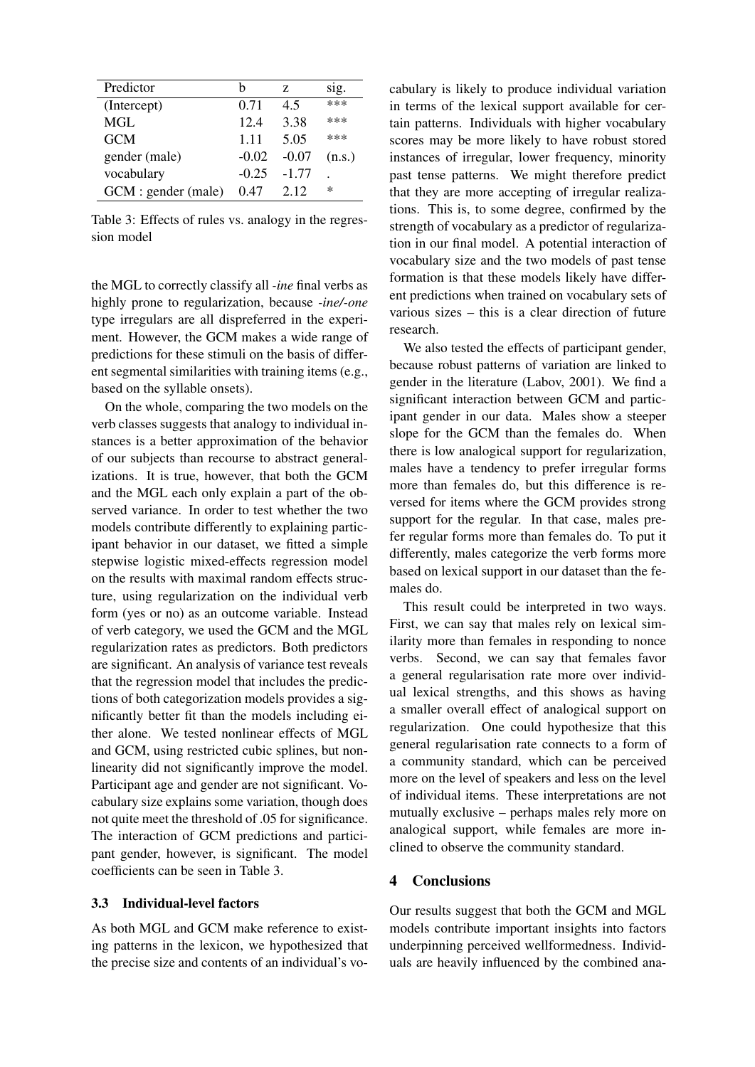| Predictor | b | z | sig. |
|---|---|---|---|
| (Intercept) | 0.71 | 4.5 | *** |
| MGL | 12.4 | 3.38 | *** |
| GCM | 1.11 | 5.05 | *** |
| gender (male) | -0.02 | -0.07 | (n.s.) |
| vocabulary | -0.25 | -1.77 | . |
| GCM : gender (male) | 0.47 | 2.12 | * |

Table 3: Effects of rules vs. analogy in the regression model

the MGL to correctly classify all *-ine* final verbs as highly prone to regularization, because *-ine/-one* type irregulars are all dispreferred in the experiment. However, the GCM makes a wide range of predictions for these stimuli on the basis of different segmental similarities with training items (e.g., based on the syllable onsets).

On the whole, comparing the two models on the verb classes suggests that analogy to individual instances is a better approximation of the behavior of our subjects than recourse to abstract generalizations. It is true, however, that both the GCM and the MGL each only explain a part of the observed variance. In order to test whether the two models contribute differently to explaining participant behavior in our dataset, we fitted a simple stepwise logistic mixed-effects regression model on the results with maximal random effects structure, using regularization on the individual verb form (yes or no) as an outcome variable. Instead of verb category, we used the GCM and the MGL regularization rates as predictors. Both predictors are significant. An analysis of variance test reveals that the regression model that includes the predictions of both categorization models provides a significantly better fit than the models including either alone. We tested nonlinear effects of MGL and GCM, using restricted cubic splines, but nonlinearity did not significantly improve the model. Participant age and gender are not significant. Vocabulary size explains some variation, though does not quite meet the threshold of .05 for significance. The interaction of GCM predictions and participant gender, however, is significant. The model coefficients can be seen in Table 3.

### 3.3 Individual-level factors

As both MGL and GCM make reference to existing patterns in the lexicon, we hypothesized that the precise size and contents of an individual's vocabulary is likely to produce individual variation in terms of the lexical support available for certain patterns. Individuals with higher vocabulary scores may be more likely to have robust stored instances of irregular, lower frequency, minority past tense patterns. We might therefore predict that they are more accepting of irregular realizations. This is, to some degree, confirmed by the strength of vocabulary as a predictor of regularization in our final model. A potential interaction of vocabulary size and the two models of past tense formation is that these models likely have different predictions when trained on vocabulary sets of various sizes – this is a clear direction of future research.

We also tested the effects of participant gender, because robust patterns of variation are linked to gender in the literature (Labov, 2001). We find a significant interaction between GCM and participant gender in our data. Males show a steeper slope for the GCM than the females do. When there is low analogical support for regularization, males have a tendency to prefer irregular forms more than females do, but this difference is reversed for items where the GCM provides strong support for the regular. In that case, males prefer regular forms more than females do. To put it differently, males categorize the verb forms more based on lexical support in our dataset than the females do.

This result could be interpreted in two ways. First, we can say that males rely on lexical similarity more than females in responding to nonce verbs. Second, we can say that females favor a general regularisation rate more over individual lexical strengths, and this shows as having a smaller overall effect of analogical support on regularization. One could hypothesize that this general regularisation rate connects to a form of a community standard, which can be perceived more on the level of speakers and less on the level of individual items. These interpretations are not mutually exclusive – perhaps males rely more on analogical support, while females are more inclined to observe the community standard.

## 4 Conclusions

Our results suggest that both the GCM and MGL models contribute important insights into factors underpinning perceived wellformedness. Individuals are heavily influenced by the combined ana-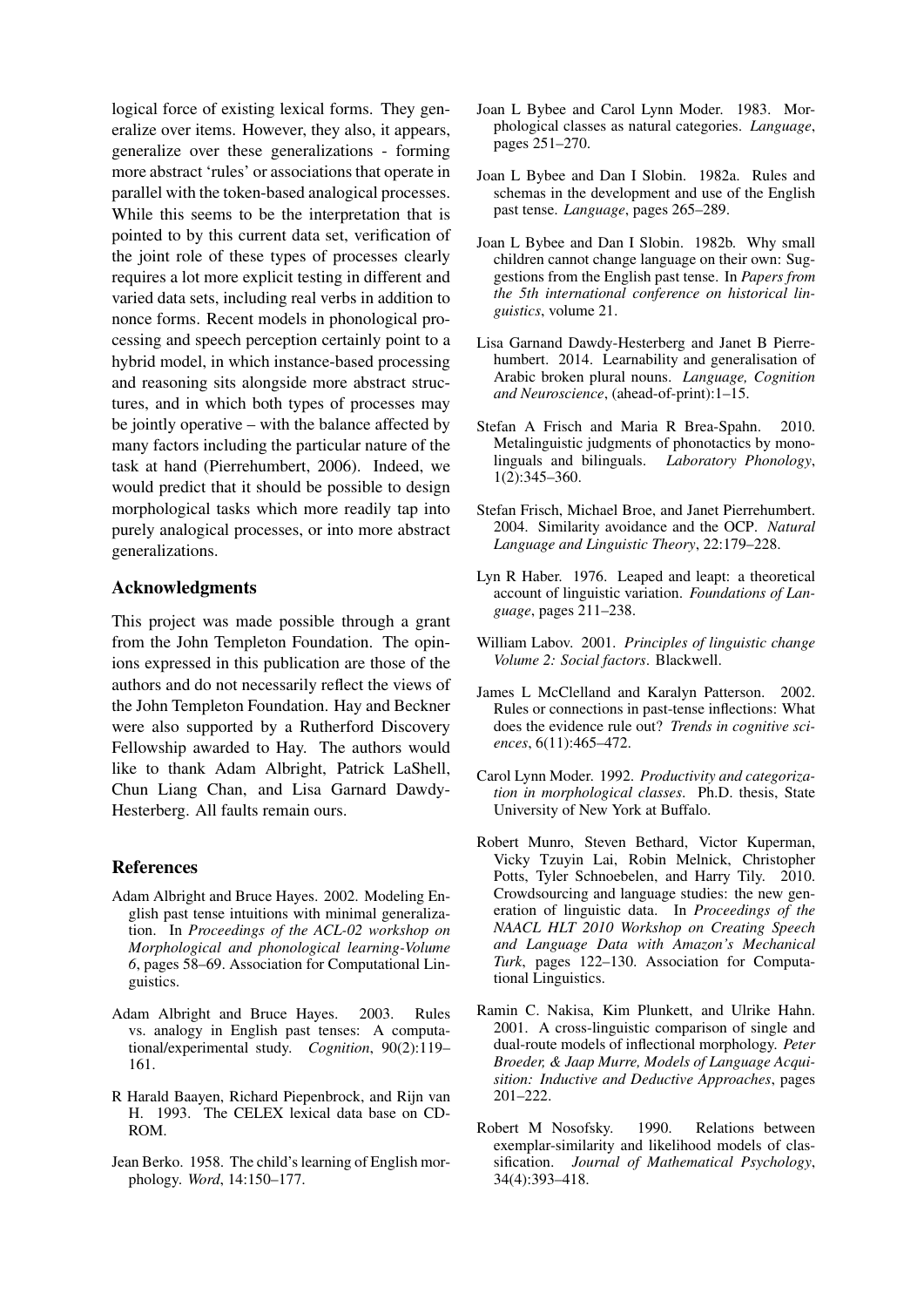logical force of existing lexical forms. They generalize over items. However, they also, it appears, generalize over these generalizations - forming more abstract 'rules' or associations that operate in parallel with the token-based analogical processes. While this seems to be the interpretation that is pointed to by this current data set, verification of the joint role of these types of processes clearly requires a lot more explicit testing in different and varied data sets, including real verbs in addition to nonce forms. Recent models in phonological processing and speech perception certainly point to a hybrid model, in which instance-based processing and reasoning sits alongside more abstract structures, and in which both types of processes may be jointly operative – with the balance affected by many factors including the particular nature of the task at hand (Pierrehumbert, 2006). Indeed, we would predict that it should be possible to design morphological tasks which more readily tap into purely analogical processes, or into more abstract generalizations.

## Acknowledgments

This project was made possible through a grant from the John Templeton Foundation. The opinions expressed in this publication are those of the authors and do not necessarily reflect the views of the John Templeton Foundation. Hay and Beckner were also supported by a Rutherford Discovery Fellowship awarded to Hay. The authors would like to thank Adam Albright, Patrick LaShell, Chun Liang Chan, and Lisa Garnard Dawdy-Hesterberg. All faults remain ours.

## References

Adam Albright and Bruce Hayes. 2002. Modeling English past tense intuitions with minimal generalization. In *Proceedings of the ACL-02 workshop on Morphological and phonological learning-Volume 6*, pages 58–69. Association for Computational Linguistics.

Adam Albright and Bruce Hayes. 2003. Rules vs. analogy in English past tenses: A computational/experimental study. *Cognition*, 90(2):119–161.

R Harald Baayen, Richard Piepenbrock, and Rijn van H. 1993. The CELEX lexical data base on CD-ROM.

Jean Berko. 1958. The child's learning of English morphology. *Word*, 14:150–177.

Joan L Bybee and Carol Lynn Moder. 1983. Morphological classes as natural categories. *Language*, pages 251–270.

Joan L Bybee and Dan I Slobin. 1982a. Rules and schemas in the development and use of the English past tense. *Language*, pages 265–289.

Joan L Bybee and Dan I Slobin. 1982b. Why small children cannot change language on their own: Suggestions from the English past tense. In *Papers from the 5th international conference on historical linguistics*, volume 21.

Lisa Garnand Dawdy-Hesterberg and Janet B Pierrehumbert. 2014. Learnability and generalisation of Arabic broken plural nouns. *Language, Cognition and Neuroscience*, (ahead-of-print):1–15.

Stefan A Frisch and Maria R Brea-Spahn. 2010. Metalinguistic judgments of phonotactics by monolinguals and bilinguals. *Laboratory Phonology*, 1(2):345–360.

Stefan Frisch, Michael Broe, and Janet Pierrehumbert. 2004. Similarity avoidance and the OCP. *Natural Language and Linguistic Theory*, 22:179–228.

Lyn R Haber. 1976. Leaped and leapt: a theoretical account of linguistic variation. *Foundations of Language*, pages 211–238.

William Labov. 2001. *Principles of linguistic change Volume 2: Social factors*. Blackwell.

James L McClelland and Karalyn Patterson. 2002. Rules or connections in past-tense inflections: What does the evidence rule out? *Trends in cognitive sciences*, 6(11):465–472.

Carol Lynn Moder. 1992. *Productivity and categorization in morphological classes*. Ph.D. thesis, State University of New York at Buffalo.

Robert Munro, Steven Bethard, Victor Kuperman, Vicky Tzuyin Lai, Robin Melnick, Christopher Potts, Tyler Schnoebelen, and Harry Tily. 2010. Crowdsourcing and language studies: the new generation of linguistic data. In *Proceedings of the NAACL HLT 2010 Workshop on Creating Speech and Language Data with Amazon's Mechanical Turk*, pages 122–130. Association for Computational Linguistics.

Ramin C. Nakisa, Kim Plunkett, and Ulrike Hahn. 2001. A cross-linguistic comparison of single and dual-route models of inflectional morphology. *Peter Broeder, & Jaap Murre, Models of Language Acquisition: Inductive and Deductive Approaches*, pages 201–222.

Robert M Nosofsky. 1990. Relations between exemplar-similarity and likelihood models of classification. *Journal of Mathematical Psychology*, 34(4):393–418.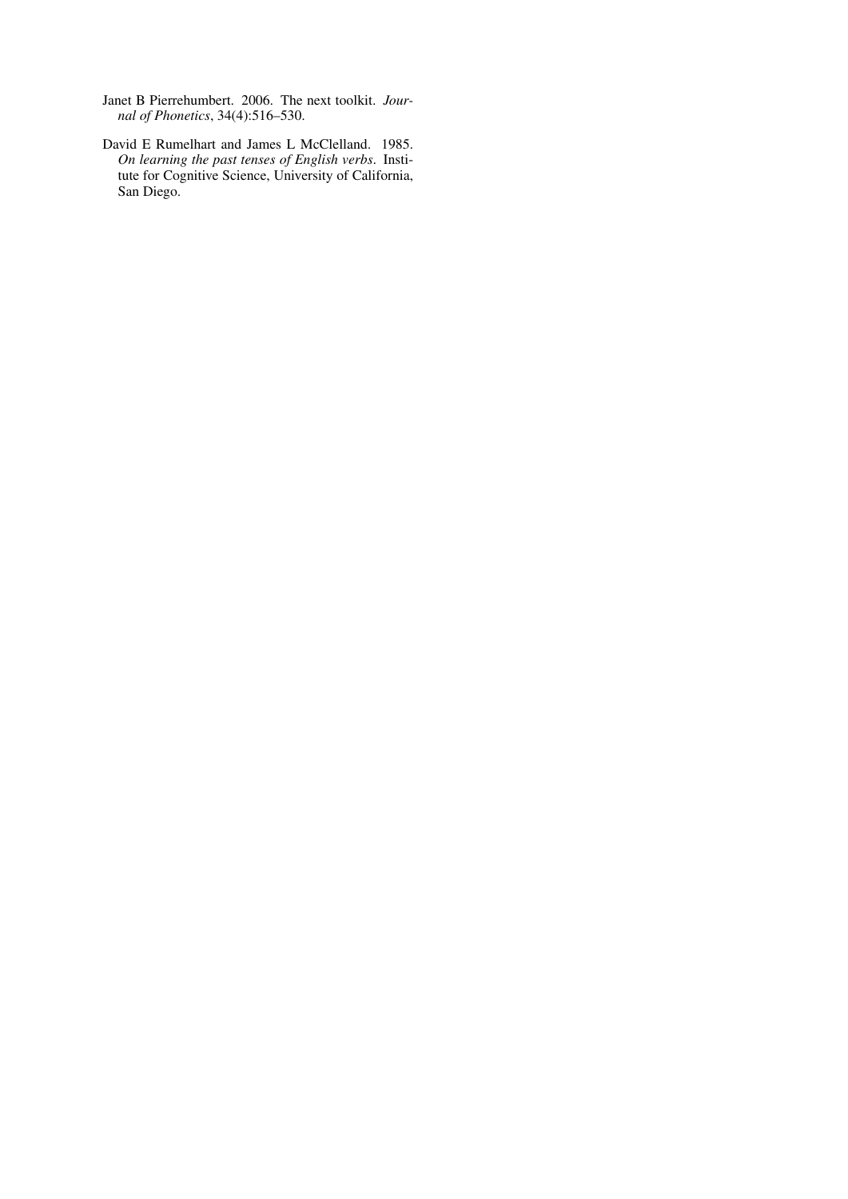Janet B Pierrehumbert. 2006. The next toolkit. *Journal of Phonetics*, 34(4):516–530.

David E Rumelhart and James L McClelland. 1985. *On learning the past tenses of English verbs*. Institute for Cognitive Science, University of California, San Diego.